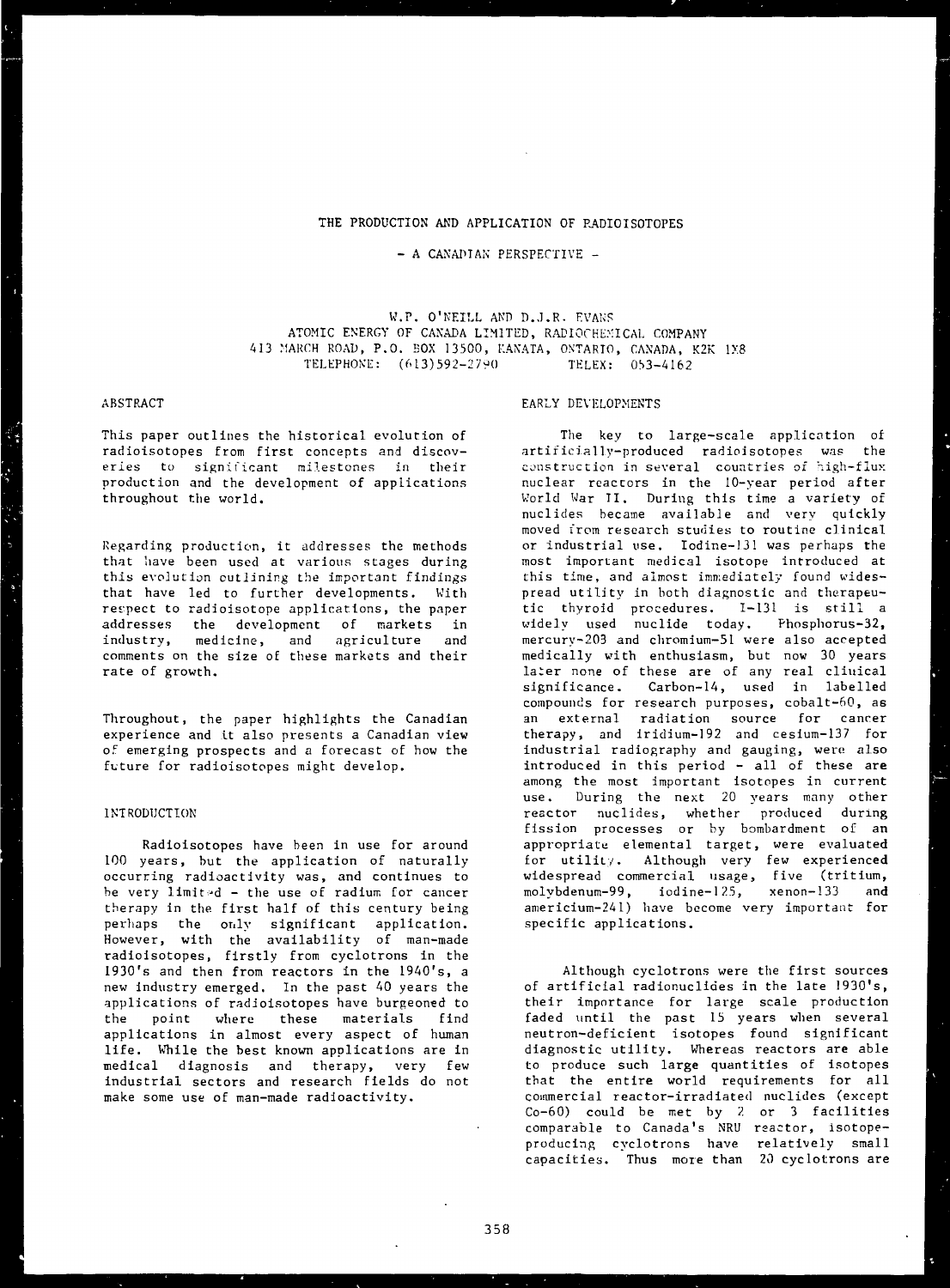# THE PRODUCTION AND APPLICATION OF RADIOISOTOPES

## - A CANADIAN PERSPECTIVE -

W.P. O'NEILL AND D.J.R. EVANS
ATOMIC ENERGY OF CANADA LIMITED, RADIOCHEMICAL COMPANY
413 MARCH ROAD, P.O. BOX 13500, KANATA, ONTARIO, CANADA, K2K 1X8
TELEPHONE: (613)592-2790 TELEX: 053-4162

## ABSTRACT

This paper outlines the historical evolution of radioisotopes from first concepts and discoveries to significant milestones in their production and the development of applications throughout the world.

Regarding production, it addresses the methods that have been used at various stages during this evolution outlining the important findings that have led to further developments. With respect to radioisotope applications, the paper addresses the development of markets in industry, medicine, and agriculture and comments on the size of these markets and their rate of growth.

Throughout, the paper highlights the Canadian experience and it also presents a Canadian view of emerging prospects and a forecast of how the future for radioisotopes might develop.

## INTRODUCTION

Radioisotopes have been in use for around 100 years, but the application of naturally occurring radioactivity was, and continues to be very limited - the use of radium for cancer therapy in the first half of this century being perhaps the only significant application. However, with the availability of man-made radioisotopes, firstly from cyclotrons in the 1930's and then from reactors in the 1940's, a new industry emerged. In the past 40 years the applications of radioisotopes have burgeoned to the point where these materials find applications in almost every aspect of human life. While the best known applications are in medical diagnosis and therapy, very few industrial sectors and research fields do not make some use of man-made radioactivity.

## EARLY DEVELOPMENTS

The key to large-scale application of artificially-produced radioisotopes was the construction in several countries of high-flux nuclear reactors in the 10-year period after World War II. During this time a variety of nuclides became available and very quickly moved from research studies to routine clinical or industrial use. Iodine-131 was perhaps the most important medical isotope introduced at this time, and almost immediately found widespread utility in both diagnostic and therapeutic thyroid procedures. I-131 is still a widely used nuclide today. Phosphorus-32, mercury-203 and chromium-51 were also accepted medically with enthusiasm, but now 30 years later none of these are of any real clinical significance. Carbon-14, used in labelled compounds for research purposes, cobalt-60, as an external radiation source for cancer therapy, and iridium-192 and cesium-137 for industrial radiography and gauging, were also introduced in this period - all of these are among the most important isotopes in current use. During the next 20 years many other reactor nuclides, whether produced during fission processes or by bombardment of an appropriate elemental target, were evaluated for utility. Although very few experienced widespread commercial usage, five (tritium, molybdenum-99, iodine-125, xenon-133 and americium-241) have become very important for specific applications.

Although cyclotrons were the first sources of artificial radionuclides in the late 1930's, their importance for large scale production faded until the past 15 years when several neutron-deficient isotopes found significant diagnostic utility. Whereas reactors are able to produce such large quantities of isotopes that the entire world requirements for all commercial reactor-irradiated nuclides (except Co-60) could be met by 2 or 3 facilities comparable to Canada's NRU reactor, isotope-producing cyclotrons have relatively small capacities. Thus more than 20 cyclotrons are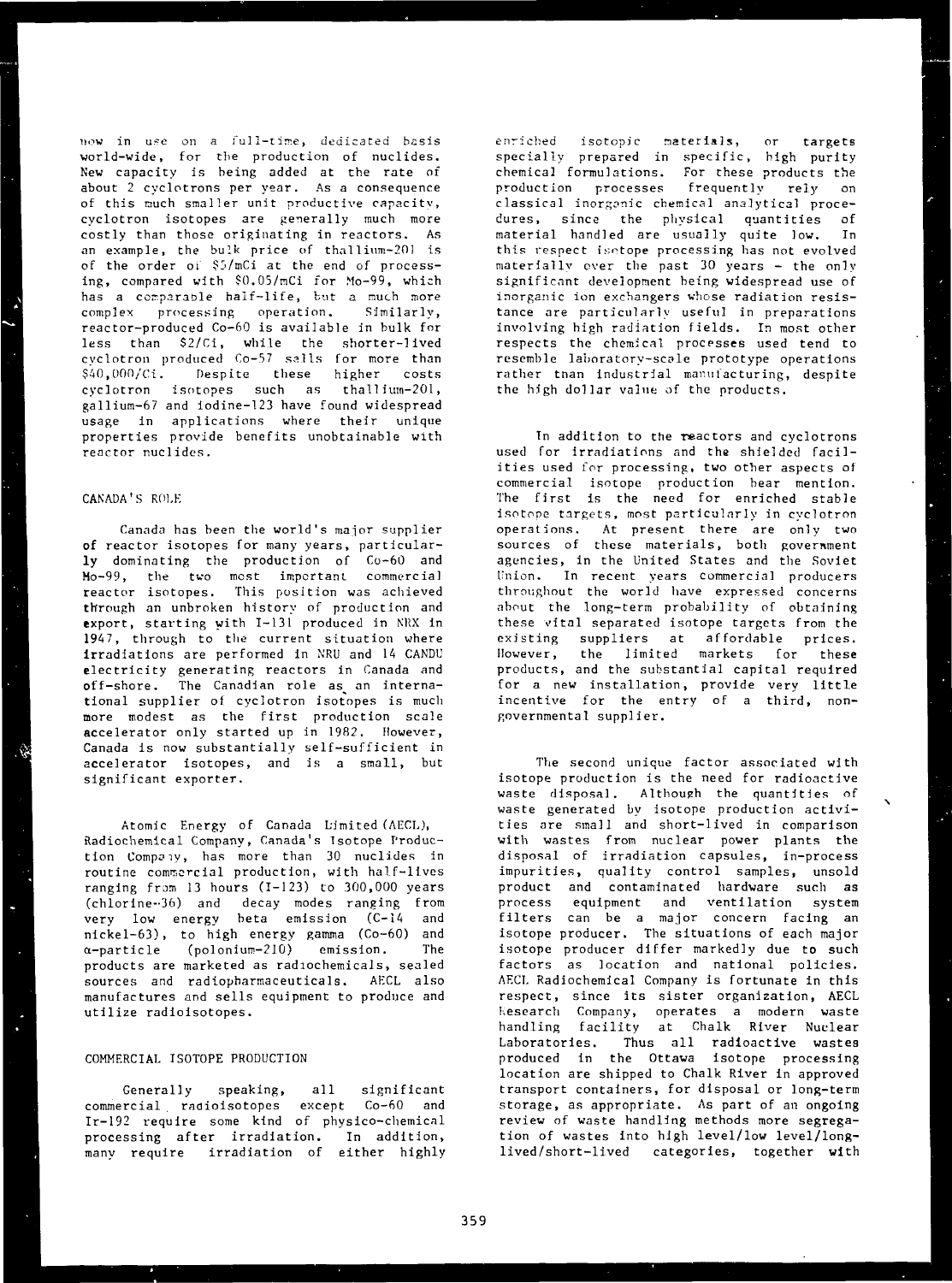now in use on a full-time, dedicated basis world-wide, for the production of nuclides. New capacity is being added at the rate of about 2 cyclotrons per year. As a consequence of this much smaller unit productive capacity, cyclotron isotopes are generally much more costly than those originating in reactors. As an example, the bulk price of thallium-201 is of the order of \$5/mCi at the end of processing, compared with \$0.05/mCi for Mo-99, which has a comparable half-life, but a much more complex processing operation. Similarly, reactor-produced Co-60 is available in bulk for less than \$2/Ci, while the shorter-lived cyclotron produced Co-57 sells for more than \$40,000/Ci. Despite these higher costs cyclotron isotopes such as thallium-201, gallium-67 and iodine-123 have found widespread usage in applications where their unique properties provide benefits unobtainable with reactor nuclides.

## CANADA'S ROLE

Canada has been the world's major supplier of reactor isotopes for many years, particularly dominating the production of Co-60 and Mo-99, the two most important commercial reactor isotopes. This position was achieved through an unbroken history of production and export, starting with I-131 produced in NRX in 1947, through to the current situation where irradiations are performed in NRU and 14 CANDU electricity generating reactors in Canada and off-shore. The Canadian role as an international supplier of cyclotron isotopes is much more modest as the first production scale accelerator only started up in 1982. However, Canada is now substantially self-sufficient in accelerator isotopes, and is a small, but significant exporter.

Atomic Energy of Canada Limited (AECL), Radiochemical Company, Canada's Isotope Production Company, has more than 30 nuclides in routine commercial production, with half-lives ranging from 13 hours (I-123) to 300,000 years (chlorine-36) and decay modes ranging from very low energy beta emission (C-14 and nickel-63), to high energy gamma (Co-60) and α-particle (polonium-210) emission. The products are marketed as radiochemicals, sealed sources and radiopharmaceuticals. AECL also manufactures and sells equipment to produce and utilize radioisotopes.

## COMMERCIAL ISOTOPE PRODUCTION

Generally speaking, all significant commercial radioisotopes except Co-60 and Ir-192 require some kind of physico-chemical processing after irradiation. In addition, many require irradiation of either highly enriched isotopic materials, or targets specially prepared in specific, high purity chemical formulations. For these products the production processes frequently rely on classical inorganic chemical analytical procedures, since the physical quantities of material handled are usually quite low. In this respect isotope processing has not evolved materially over the past 30 years - the only significant development being widespread use of inorganic ion exchangers whose radiation resistance are particularly useful in preparations involving high radiation fields. In most other respects the chemical processes used tend to resemble laboratory-scale prototype operations rather than industrial manufacturing, despite the high dollar value of the products.

In addition to the reactors and cyclotrons used for irradiations and the shielded facilities used for processing, two other aspects of commercial isotope production bear mention. The first is the need for enriched stable isotope targets, most particularly in cyclotron operations. At present there are only two sources of these materials, both government agencies, in the United States and the Soviet Union. In recent years commercial producers throughout the world have expressed concerns about the long-term probability of obtaining these vital separated isotope targets from the existing suppliers at affordable prices. However, the limited markets for these products, and the substantial capital required for a new installation, provide very little incentive for the entry of a third, non-governmental supplier.

The second unique factor associated with isotope production is the need for radioactive waste disposal. Although the quantities of waste generated by isotope production activities are small and short-lived in comparison with wastes from nuclear power plants the disposal of irradiation capsules, in-process impurities, quality control samples, unsold product and contaminated hardware such as process equipment and ventilation system filters can be a major concern facing an isotope producer. The situations of each major isotope producer differ markedly due to such factors as location and national policies. AECL Radiochemical Company is fortunate in this respect, since its sister organization, AECL Research Company, operates a modern waste handling facility at Chalk River Nuclear Laboratories. Thus all radioactive wastes produced in the Ottawa isotope processing location are shipped to Chalk River in approved transport containers, for disposal or long-term storage, as appropriate. As part of an ongoing review of waste handling methods more segregation of wastes into high level/low level/long-lived/short-lived categories, together with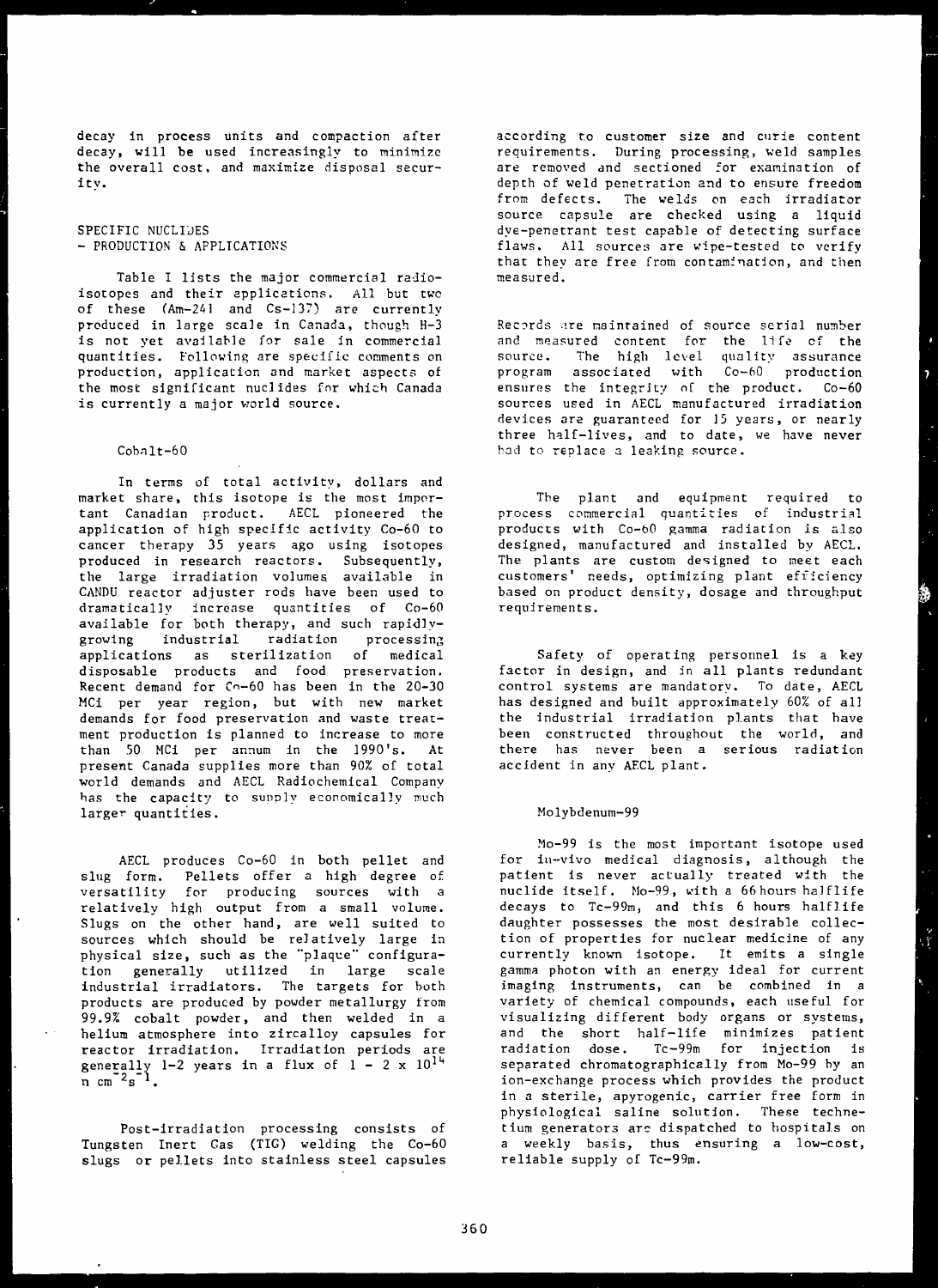decay in process units and compaction after decay, will be used increasingly to minimize the overall cost, and maximize disposal security.

## SPECIFIC NUCLIDES - PRODUCTION & APPLICATIONS

Table I lists the major commercial radioisotopes and their applications. All but two of these (Am-241 and Cs-137) are currently produced in large scale in Canada, though H-3 is not yet available for sale in commercial quantities. Following are specific comments on production, application and market aspects of the most significant nuclides for which Canada is currently a major world source.

### Cobalt-60

In terms of total activity, dollars and market share, this isotope is the most important Canadian product. AECL pioneered the application of high specific activity Co-60 to cancer therapy 35 years ago using isotopes produced in research reactors. Subsequently, the large irradiation volumes available in CANDU reactor adjuster rods have been used to dramatically increase quantities of Co-60 available for both therapy, and such rapidly-growing industrial radiation processing applications as sterilization of medical disposable products and food preservation. Recent demand for Co-60 has been in the 20-30 MCi per year region, but with new market demands for food preservation and waste treatment production is planned to increase to more than 50 MCi per annum in the 1990's. At present Canada supplies more than 90% of total world demands and AECL Radiochemical Company has the capacity to supply economically much larger quantities.

AECL produces Co-60 in both pellet and slug form. Pellets offer a high degree of versatility for producing sources with a relatively high output from a small volume. Slugs on the other hand, are well suited to sources which should be relatively large in physical size, such as the "plaque" configuration generally utilized in large scale industrial irradiators. The targets for both products are produced by powder metallurgy from 99.9% cobalt powder, and then welded in a helium atmosphere into zircalloy capsules for reactor irradiation. Irradiation periods are generally 1-2 years in a flux of $1 - 2 \times 10^{14}$ $n\ cm^{-2}s^{-1}$.

Post-irradiation processing consists of Tungsten Inert Gas (TIG) welding the Co-60 slugs or pellets into stainless steel capsules according to customer size and curie content requirements. During processing, weld samples are removed and sectioned for examination of depth of weld penetration and to ensure freedom from defects. The welds on each irradiator source capsule are checked using a liquid dye-penetrant test capable of detecting surface flaws. All sources are wipe-tested to verify that they are free from contamination, and then measured.

Records are maintained of source serial number and measured content for the life of the source. The high level quality assurance program associated with Co-60 production ensures the integrity of the product. Co-60 sources used in AECL manufactured irradiation devices are guaranteed for 15 years, or nearly three half-lives, and to date, we have never had to replace a leaking source.

The plant and equipment required to process commercial quantities of industrial products with Co-60 gamma radiation is also designed, manufactured and installed by AECL. The plants are custom designed to meet each customers' needs, optimizing plant efficiency based on product density, dosage and throughput requirements.

Safety of operating personnel is a key factor in design, and in all plants redundant control systems are mandatory. To date, AECL has designed and built approximately 60% of all the industrial irradiation plants that have been constructed throughout the world, and there has never been a serious radiation accident in any AECL plant.

### Molybdenum-99

Mo-99 is the most important isotope used for in-vivo medical diagnosis, although the patient is never actually treated with the nuclide itself. Mo-99, with a 66 hours halflife decays to Tc-99m, and this 6 hours halflife daughter possesses the most desirable collection of properties for nuclear medicine of any currently known isotope. It emits a single gamma photon with an energy ideal for current imaging instruments, can be combined in a variety of chemical compounds, each useful for visualizing different body organs or systems, and the short half-life minimizes patient radiation dose. Tc-99m for injection is separated chromatographically from Mo-99 by an ion-exchange process which provides the product in a sterile, apyrogenic, carrier free form in physiological saline solution. These technetium generators are dispatched to hospitals on a weekly basis, thus ensuring a low-cost, reliable supply of Tc-99m.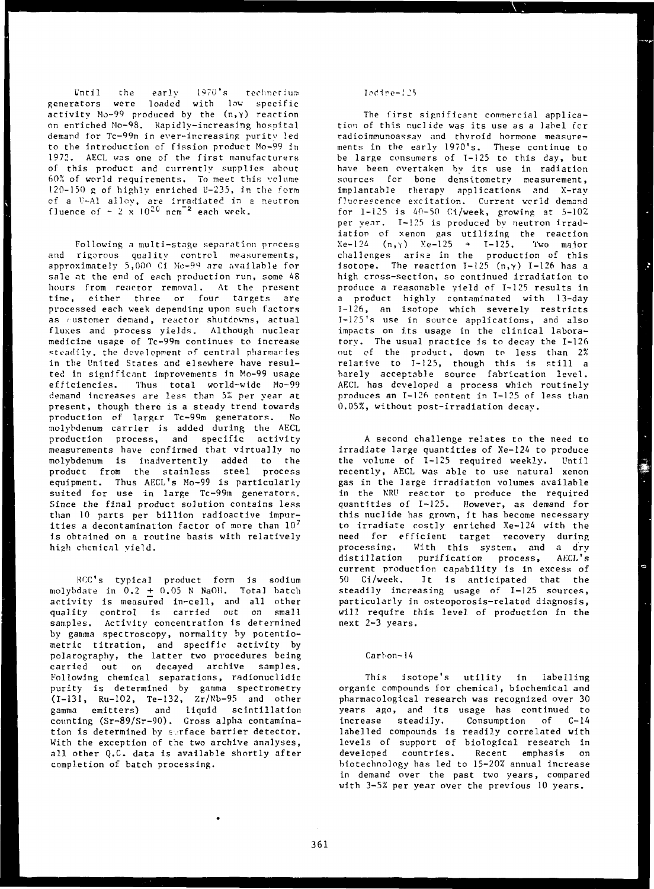Until the early 1970's technetium generators were loaded with low specific activity Mo-99 produced by the (n,γ) reaction on enriched Mo-98. Rapidly-increasing hospital demand for Tc-99m in ever-increasing purity led to the introduction of fission product Mo-99 in 1972. AECL was one of the first manufacturers of this product and currently supplies about 60% of world requirements. To meet this volume 120-150 g of highly enriched U-235, in the form of a U-Al alloy, are irradiated in a neutron fluence of ~ $2 \times 10^{20}$ $ncm^{-2}$ each week.

Following a multi-stage separation process and rigorous quality control measurements, approximately 5,000 Ci Mo-99 are available for sale at the end of each production run, some 48 hours from reactor removal. At the present time, either three or four targets are processed each week depending upon such factors as customer demand, reactor shutdowns, actual fluxes and process yields. Although nuclear medicine usage of Tc-99m continues to increase steadily, the development of central pharmacies in the United States and elsewhere have resulted in significant improvements in Mo-99 usage efficiencies. Thus total world-wide Mo-99 demand increases are less than 5% per year at present, though there is a steady trend towards production of larger Tc-99m generators. No molybdenum carrier is added during the AECL production process, and specific activity measurements have confirmed that virtually no molybdenum is inadvertently added to the product from the stainless steel process equipment. Thus AECL's Mo-99 is particularly suited for use in large Tc-99m generators. Since the final product solution contains less than 10 parts per billion radioactive impurities a decontamination factor of more than $10^7$ is obtained on a routine basis with relatively high chemical yield.

RCC's typical product form is sodium molybdate in 0.2 ± 0.05 N NaOH. Total batch activity is measured in-cell, and all other quality control is carried out on small samples. Activity concentration is determined by gamma spectroscopy, normality by potentiometric titration, and specific activity by polarography, the latter two procedures being carried out on decayed archive samples. Following chemical separations, radionuclidic purity is determined by gamma spectrometry (I-131, Ru-102, Te-132, Zr/Nb-95 and other gamma emitters) and liquid scintillation counting (Sr-89/Sr-90). Gross alpha contamination is determined by surface barrier detector. With the exception of the two archive analyses, all other Q.C. data is available shortly after completion of batch processing.

## Iodine-125

The first significant commercial application of this nuclide was its use as a label for radioimmunoassay and thyroid hormone measurements in the early 1970's. These continue to be large consumers of I-125 to this day, but have been overtaken by its use in radiation sources for bone densitometry measurement, implantable therapy applications and X-ray fluorescence excitation. Current world demand for I-125 is 40-50 Ci/week, growing at 5-10% per year. I-125 is produced by neutron irradiation of xenon gas utilizing the reaction Xe-124 (n,γ) Xe-125 → I-125. Two major challenges arise in the production of this isotope. The reaction I-125 (n,γ) I-126 has a high cross-section, so continued irradiation to produce a reasonable yield of I-125 results in a product highly contaminated with 13-day I-126, an isotope which severely restricts I-125's use in source applications, and also impacts on its usage in the clinical laboratory. The usual practice is to decay the I-126 out of the product, down to less than 2% relative to I-125, though this is still a barely acceptable source fabrication level. AECL has developed a process which routinely produces an I-126 content in I-125 of less than 0.05%, without post-irradiation decay.

A second challenge relates to the need to irradiate large quantities of Xe-124 to produce the volume of I-125 required weekly. Until recently, AECL was able to use natural xenon gas in the large irradiation volumes available in the NRU reactor to produce the required quantities of I-125. However, as demand for this nuclide has grown, it has become necessary to irradiate costly enriched Xe-124 with the need for efficient target recovery during processing. With this system, and a dry distillation purification process, AECL's current production capability is in excess of 50 Ci/week. It is anticipated that the steadily increasing usage of I-125 sources, particularly in osteoporosis-related diagnosis, will require this level of production in the next 2-3 years.

## Carbon-14

This isotope's utility in labelling organic compounds for chemical, biochemical and pharmacological research was recognized over 30 years ago, and its usage has continued to increase steadily. Consumption of C-14 labelled compounds is readily correlated with levels of support of biological research in developed countries. Recent emphasis on biotechnology has led to 15-20% annual increase in demand over the past two years, compared with 3-5% per year over the previous 10 years.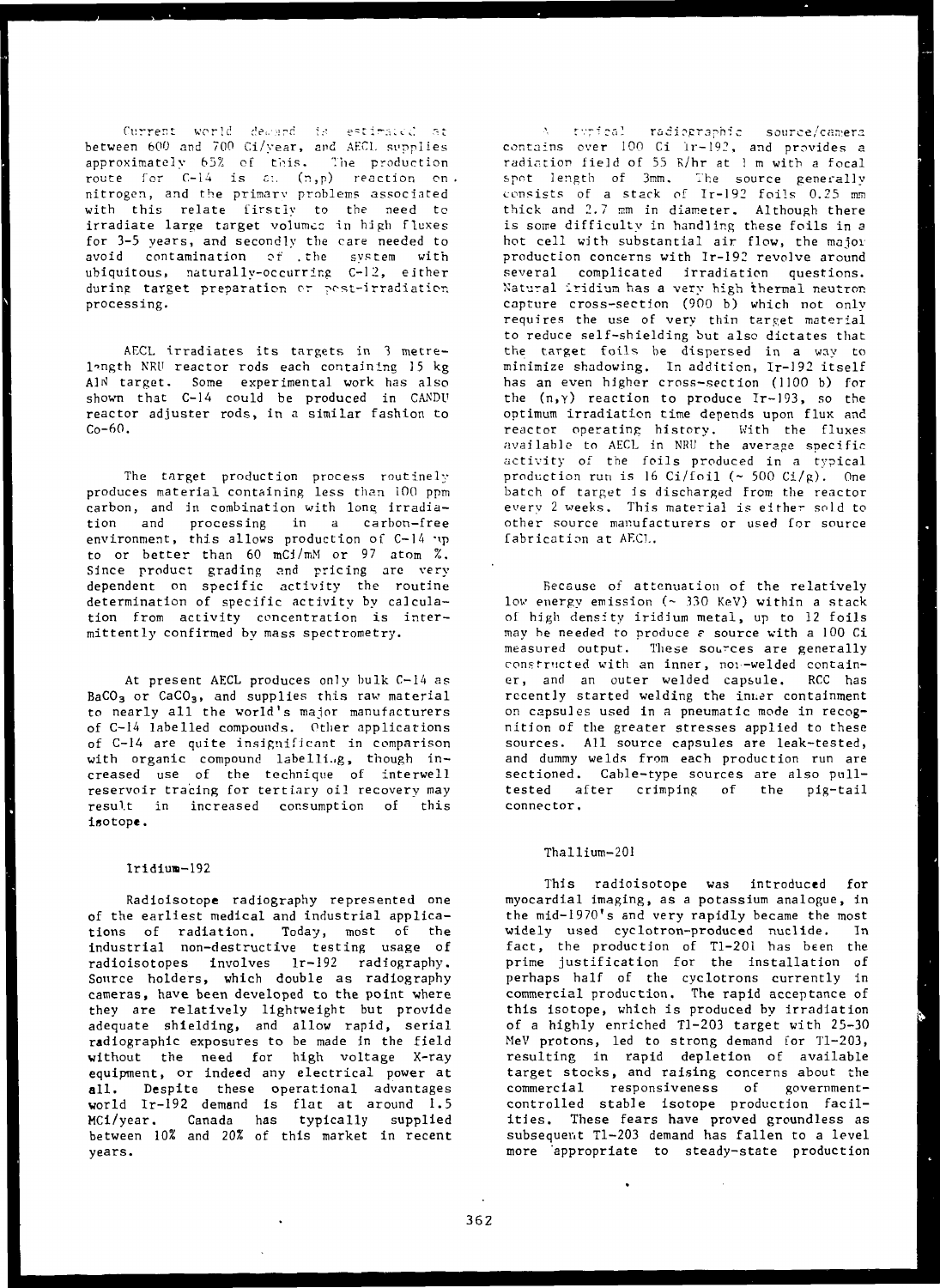Current world demand is estimated at between 600 and 700 Ci/year, and AECL supplies approximately 65% of this. The production route for C-14 is an (n,p) reaction on nitrogen, and the primary problems associated with this relate firstly to the need to irradiate large target volumes in high fluxes for 3-5 years, and secondly the care needed to avoid contamination of the system with ubiquitous, naturally-occurring C-12, either during target preparation or post-irradiation processing.

AECL irradiates its targets in 3 metre-length NRU reactor rods each containing 15 kg AlN target. Some experimental work has also shown that C-14 could be produced in CANDU reactor adjuster rods, in a similar fashion to Co-60.

The target production process routinely produces material containing less than 100 ppm carbon, and in combination with long irradiation and processing in a carbon-free environment, this allows production of C-14 up to or better than 60 mCi/mM or 97 atom %. Since product grading and pricing are very dependent on specific activity the routine determination of specific activity by calculation from activity concentration is intermittently confirmed by mass spectrometry.

At present AECL produces only bulk C-14 as $BaCO_3$ or $CaCO_3$, and supplies this raw material to nearly all the world's major manufacturers of C-14 labelled compounds. Other applications of C-14 are quite insignificant in comparison with organic compound labelling, though increased use of the technique of interwell reservoir tracing for tertiary oil recovery may result in increased consumption of this isotope.

## Iridium-192

Radioisotope radiography represented one of the earliest medical and industrial applications of radiation. Today, most of the industrial non-destructive testing usage of radioisotopes involves Ir-192 radiography. Source holders, which double as radiography cameras, have been developed to the point where they are relatively lightweight but provide adequate shielding, and allow rapid, serial radiographic exposures to be made in the field without the need for high voltage X-ray equipment, or indeed any electrical power at all. Despite these operational advantages world Ir-192 demand is flat at around 1.5 MCi/year. Canada has typically supplied between 10% and 20% of this market in recent years.

A typical radiographic source/camera contains over 100 Ci Ir-192, and provides a radiation field of 55 R/hr at 1 m with a focal spot length of 3mm. The source generally consists of a stack of Ir-192 foils 0.25 mm thick and 2.7 mm in diameter. Although there is some difficulty in handling these foils in a hot cell with substantial air flow, the major production concerns with Ir-192 revolve around several complicated irradiation questions. Natural iridium has a very high thermal neutron capture cross-section (900 b) which not only requires the use of very thin target material to reduce self-shielding but also dictates that the target foils be dispersed in a way to minimize shadowing. In addition, Ir-192 itself has an even higher cross-section (1100 b) for the (n,γ) reaction to produce Ir-193, so the optimum irradiation time depends upon flux and reactor operating history. With the fluxes available to AECL in NRU the average specific activity of the foils produced in a typical production run is 16 Ci/foil (~ 500 Ci/g). One batch of target is discharged from the reactor every 2 weeks. This material is either sold to other source manufacturers or used for source fabrication at AECL.

Because of attenuation of the relatively low energy emission (~ 330 KeV) within a stack of high density iridium metal, up to 12 foils may be needed to produce a source with a 100 Ci measured output. These sources are generally constructed with an inner, non-welded container, and an outer welded capsule. RCC has recently started welding the inner containment on capsules used in a pneumatic mode in recognition of the greater stresses applied to these sources. All source capsules are leak-tested, and dummy welds from each production run are sectioned. Cable-type sources are also pull-tested after crimping of the pig-tail connector.

## Thallium-201

This radioisotope was introduced for myocardial imaging, as a potassium analogue, in the mid-1970's and very rapidly became the most widely used cyclotron-produced nuclide. In fact, the production of Tl-201 has been the prime justification for the installation of perhaps half of the cyclotrons currently in commercial production. The rapid acceptance of this isotope, which is produced by irradiation of a highly enriched Tl-203 target with 25-30 MeV protons, led to strong demand for Tl-203, resulting in rapid depletion of available target stocks, and raising concerns about the commercial responsiveness of government-controlled stable isotope production facilities. These fears have proved groundless as subsequent Tl-203 demand has fallen to a level more appropriate to steady-state production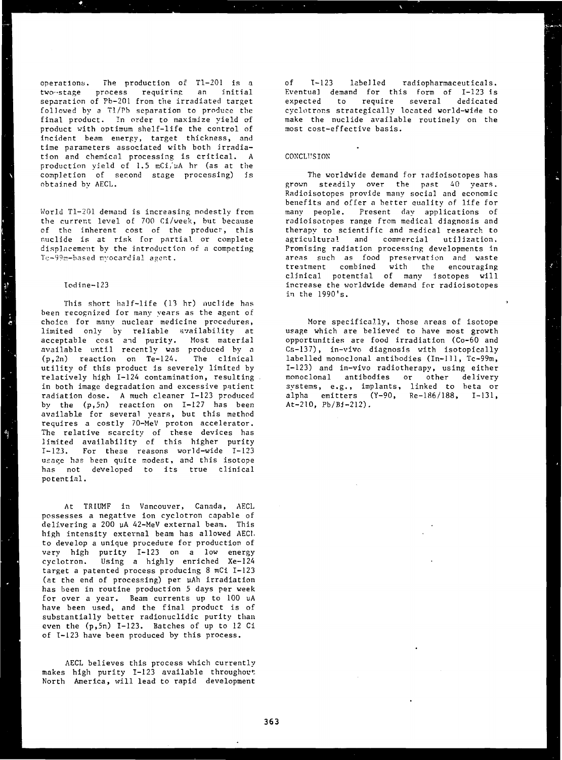operations. The production of Tl-201 is a two-stage process requiring an initial separation of Pb-201 from the irradiated target followed by a Tl/Pb separation to produce the final product. In order to maximize yield of product with optimum shelf-life the control of incident beam energy, target thickness, and time parameters associated with both irradiation and chemical processing is critical. A production yield of 1.5 mCi/μA hr (as at the completion of second stage processing) is obtained by AECL.

World Tl-201 demand is increasing modestly from the current level of 700 Ci/week, but because of the inherent cost of the product, this nuclide is at risk for partial or complete displacement by the introduction of a competing Tc-99m-based myocardial agent.

### Iodine-123

This short half-life (13 hr) nuclide has been recognized for many years as the agent of choice for many nuclear medicine procedures, limited only by reliable availability at acceptable cost and purity. Most material available until recently was produced by a (p,2n) reaction on Te-124. The clinical utility of this product is severely limited by relatively high I-124 contamination, resulting in both image degradation and excessive patient radiation dose. A much cleaner I-123 produced by the (p,5n) reaction on I-127 has been available for several years, but this method requires a costly 70-MeV proton accelerator. The relative scarcity of these devices has limited availability of this higher purity I-123. For these reasons world-wide I-123 usage has been quite modest, and this isotope has not developed to its true clinical potential.

At TRIUMF in Vancouver, Canada, AECL possesses a negative ion cyclotron capable of delivering a 200 μA 42-MeV external beam. This high intensity external beam has allowed AECL to develop a unique procedure for production of very high purity I-123 on a low energy cyclotron. Using a highly enriched Xe-124 target a patented process producing 8 mCi I-123 (at the end of processing) per μAh irradiation has been in routine production 5 days per week for over a year. Beam currents up to 100 uA have been used, and the final product is of substantially better radionuclidic purity than even the (p,5n) I-123. Batches of up to 12 Ci of I-123 have been produced by this process.

AECL believes this process which currently makes high purity I-123 available throughout North America, will lead to rapid development of I-123 labelled radiopharmaceuticals. Eventual demand for this form of I-123 is expected to require several dedicated cyclotrons strategically located world-wide to make the nuclide available routinely on the most cost-effective basis.

## CONCLUSION

The worldwide demand for radioisotopes has grown steadily over the past 40 years. Radioisotopes provide many social and economic benefits and offer a better quality of life for many people. Present day applications of radioisotopes range from medical diagnosis and therapy to scientific and medical research to agricultural and commercial utilization. Promising radiation processing developments in areas such as food preservation and waste treatment combined with the encouraging clinical potential of many isotopes will increase the worldwide demand for radioisotopes in the 1990's.

More specifically, those areas of isotope usage which are believed to have most growth opportunities are food irradiation (Co-60 and Cs-137), in-vivo diagnosis with isotopically labelled monoclonal antibodies (In-111, Tc-99m, I-123) and in-vivo radiotherapy, using either monoclonal antibodies or other delivery systems, e.g., implants, linked to beta or alpha emitters (Y-90, Re-186/188, I-131, At-210, Pb/Bi-212).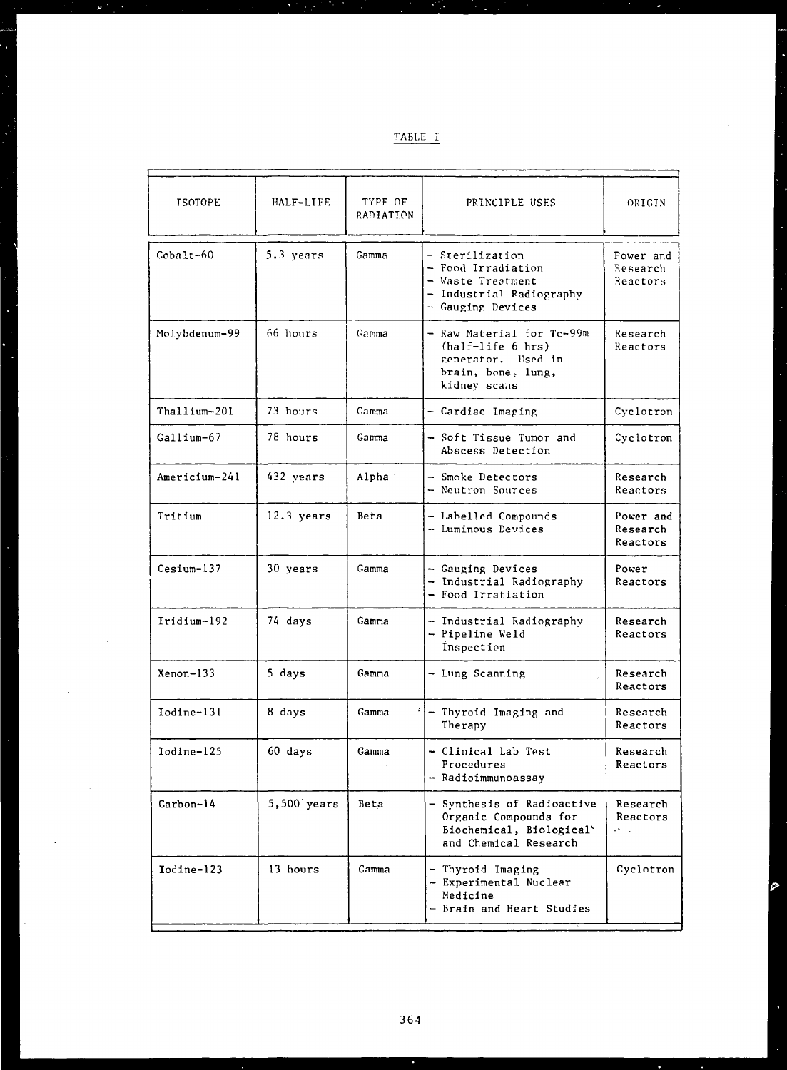TABLE 1

| ISOTOPE | HALF-LIFE | TYPE OF RADIATION | PRINCIPLE USES | ORIGIN |
|---|---|---|---|---|
| Cobalt-60 | 5.3 years | Gamma | - Sterilization<br>- Food Irradiation<br>- Waste Treatment<br>- Industrial Radiography<br>- Gauging Devices | Power and Research Reactors |
| Molybdenum-99 | 66 hours | Gamma | - Raw Material for Tc-99m (half-life 6 hrs) generator. Used in brain, bone, lung, kidney scans | Research Reactors |
| Thallium-201 | 73 hours | Gamma | - Cardiac Imaging | Cyclotron |
| Gallium-67 | 78 hours | Gamma | - Soft Tissue Tumor and Abscess Detection | Cyclotron |
| Americium-241 | 432 years | Alpha | - Smoke Detectors<br>- Neutron Sources | Research Reactors |
| Tritium | 12.3 years | Beta | - Labelled Compounds<br>- Luminous Devices | Power and Research Reactors |
| Cesium-137 | 30 years | Gamma | - Gauging Devices<br>- Industrial Radiography<br>- Food Irratiation | Power Reactors |
| Iridium-192 | 74 days | Gamma | - Industrial Radiography<br>- Pipeline Weld Inspection | Research Reactors |
| Xenon-133 | 5 days | Gamma | - Lung Scanning | Research Reactors |
| Iodine-131 | 8 days | Gamma | - Thyroid Imaging and Therapy | Research Reactors |
| Iodine-125 | 60 days | Gamma | - Clinical Lab Test Procedures<br>- Radioimmunoassay | Research Reactors |
| Carbon-14 | 5,500 years | Beta | - Synthesis of Radioactive Organic Compounds for Biochemical, Biological and Chemical Research | Research Reactors |
| Iodine-123 | 13 hours | Gamma | - Thyroid Imaging<br>- Experimental Nuclear Medicine<br>- Brain and Heart Studies | Cyclotron |